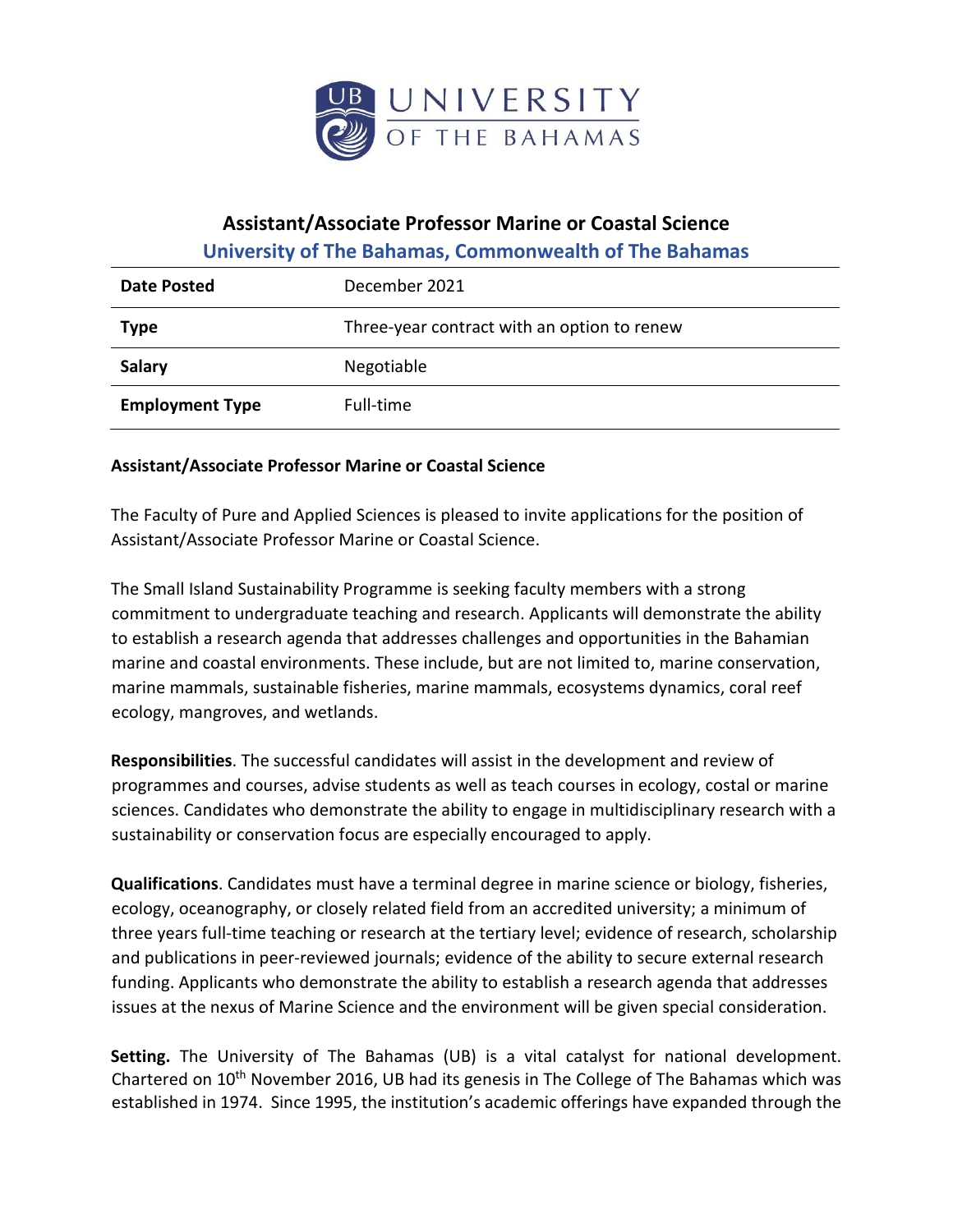UNIVERSITY OF THE BAHAMAS

# Assistant/Associate Professor Marine or Coastal Science

## University of The Bahamas, Commonwealth of The Bahamas

| **Date Posted** | December 2021 |
|---|---|
| **Type** | Three-year contract with an option to renew |
| **Salary** | Negotiable |
| **Employment Type** | Full-time |

**Assistant/Associate Professor Marine or Coastal Science**

The Faculty of Pure and Applied Sciences is pleased to invite applications for the position of Assistant/Associate Professor Marine or Coastal Science.

The Small Island Sustainability Programme is seeking faculty members with a strong commitment to undergraduate teaching and research. Applicants will demonstrate the ability to establish a research agenda that addresses challenges and opportunities in the Bahamian marine and coastal environments. These include, but are not limited to, marine conservation, marine mammals, sustainable fisheries, marine mammals, ecosystems dynamics, coral reef ecology, mangroves, and wetlands.

**Responsibilities**. The successful candidates will assist in the development and review of programmes and courses, advise students as well as teach courses in ecology, costal or marine sciences. Candidates who demonstrate the ability to engage in multidisciplinary research with a sustainability or conservation focus are especially encouraged to apply.

**Qualifications**. Candidates must have a terminal degree in marine science or biology, fisheries, ecology, oceanography, or closely related field from an accredited university; a minimum of three years full-time teaching or research at the tertiary level; evidence of research, scholarship and publications in peer-reviewed journals; evidence of the ability to secure external research funding. Applicants who demonstrate the ability to establish a research agenda that addresses issues at the nexus of Marine Science and the environment will be given special consideration.

**Setting.** The University of The Bahamas (UB) is a vital catalyst for national development. Chartered on 10th November 2016, UB had its genesis in The College of The Bahamas which was established in 1974. Since 1995, the institution's academic offerings have expanded through the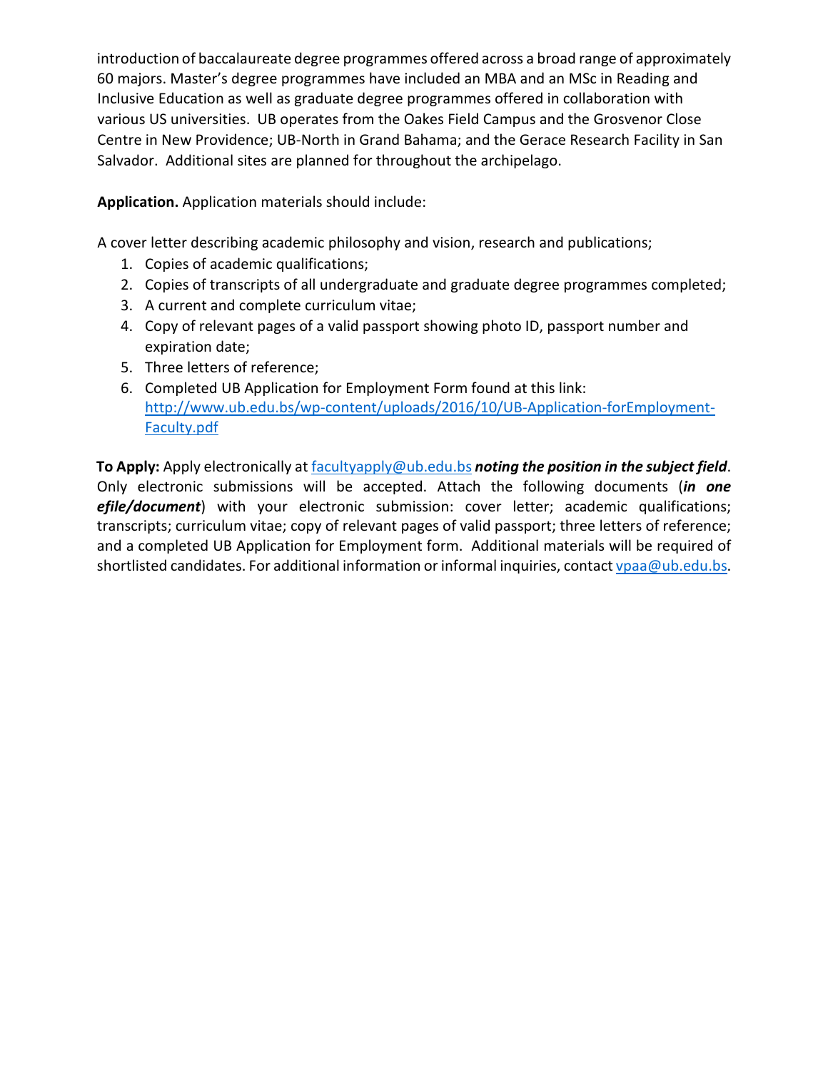introduction of baccalaureate degree programmes offered across a broad range of approximately 60 majors. Master's degree programmes have included an MBA and an MSc in Reading and Inclusive Education as well as graduate degree programmes offered in collaboration with various US universities. UB operates from the Oakes Field Campus and the Grosvenor Close Centre in New Providence; UB-North in Grand Bahama; and the Gerace Research Facility in San Salvador. Additional sites are planned for throughout the archipelago.

**Application.** Application materials should include:

A cover letter describing academic philosophy and vision, research and publications;

1. Copies of academic qualifications;
2. Copies of transcripts of all undergraduate and graduate degree programmes completed;
3. A current and complete curriculum vitae;
4. Copy of relevant pages of a valid passport showing photo ID, passport number and expiration date;
5. Three letters of reference;
6. Completed UB Application for Employment Form found at this link: [http://www.ub.edu.bs/wp-content/uploads/2016/10/UB-Application-forEmployment-Faculty.pdf](http://www.ub.edu.bs/wp-content/uploads/2016/10/UB-Application-forEmployment-Faculty.pdf)

**To Apply:** Apply electronically at [facultyapply@ub.edu.bs](mailto:facultyapply@ub.edu.bs) ***noting the position in the subject field***. Only electronic submissions will be accepted. Attach the following documents (***in one efile/document***) with your electronic submission: cover letter; academic qualifications; transcripts; curriculum vitae; copy of relevant pages of valid passport; three letters of reference; and a completed UB Application for Employment form. Additional materials will be required of shortlisted candidates. For additional information or informal inquiries, contact [vpaa@ub.edu.bs](mailto:vpaa@ub.edu.bs).